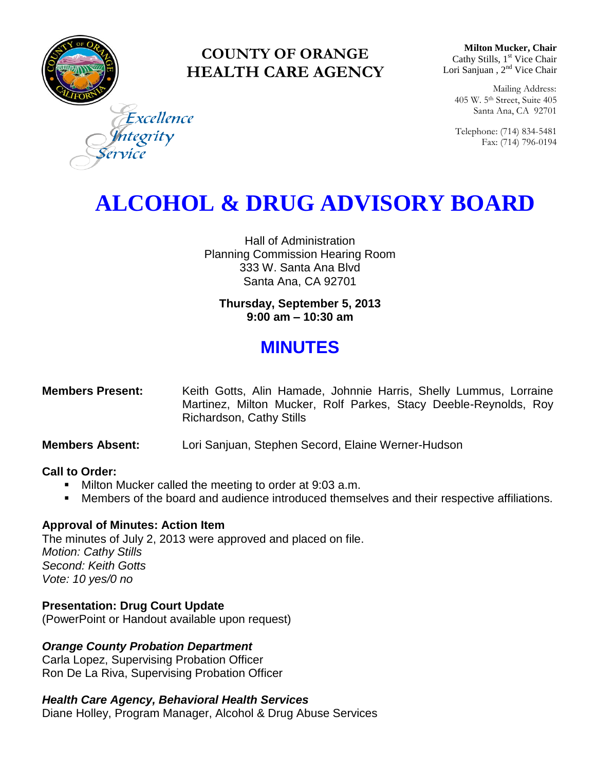# COUNTY OF ORANGE HEALTH CARE AGENCY

Excellence
Integrity
Service

**Milton Mucker, Chair**
Cathy Stills, 1st Vice Chair
Lori Sanjuan , 2nd Vice Chair

Mailing Address:
405 W. 5th Street, Suite 405
Santa Ana, CA 92701

Telephone: (714) 834-5481
Fax: (714) 796-0194

# ALCOHOL & DRUG ADVISORY BOARD

Hall of Administration
Planning Commission Hearing Room
333 W. Santa Ana Blvd
Santa Ana, CA 92701

**Thursday, September 5, 2013**
**9:00 am – 10:30 am**

## MINUTES

**Members Present:** Keith Gotts, Alin Hamade, Johnnie Harris, Shelly Lummus, Lorraine Martinez, Milton Mucker, Rolf Parkes, Stacy Deeble-Reynolds, Roy Richardson, Cathy Stills

**Members Absent:** Lori Sanjuan, Stephen Secord, Elaine Werner-Hudson

**Call to Order:**

- Milton Mucker called the meeting to order at 9:03 a.m.
- Members of the board and audience introduced themselves and their respective affiliations.

**Approval of Minutes: Action Item**

The minutes of July 2, 2013 were approved and placed on file.
*Motion: Cathy Stills*
*Second: Keith Gotts*
*Vote: 10 yes/0 no*

**Presentation: Drug Court Update**
(PowerPoint or Handout available upon request)

***Orange County Probation Department***
Carla Lopez, Supervising Probation Officer
Ron De La Riva, Supervising Probation Officer

***Health Care Agency, Behavioral Health Services***
Diane Holley, Program Manager, Alcohol & Drug Abuse Services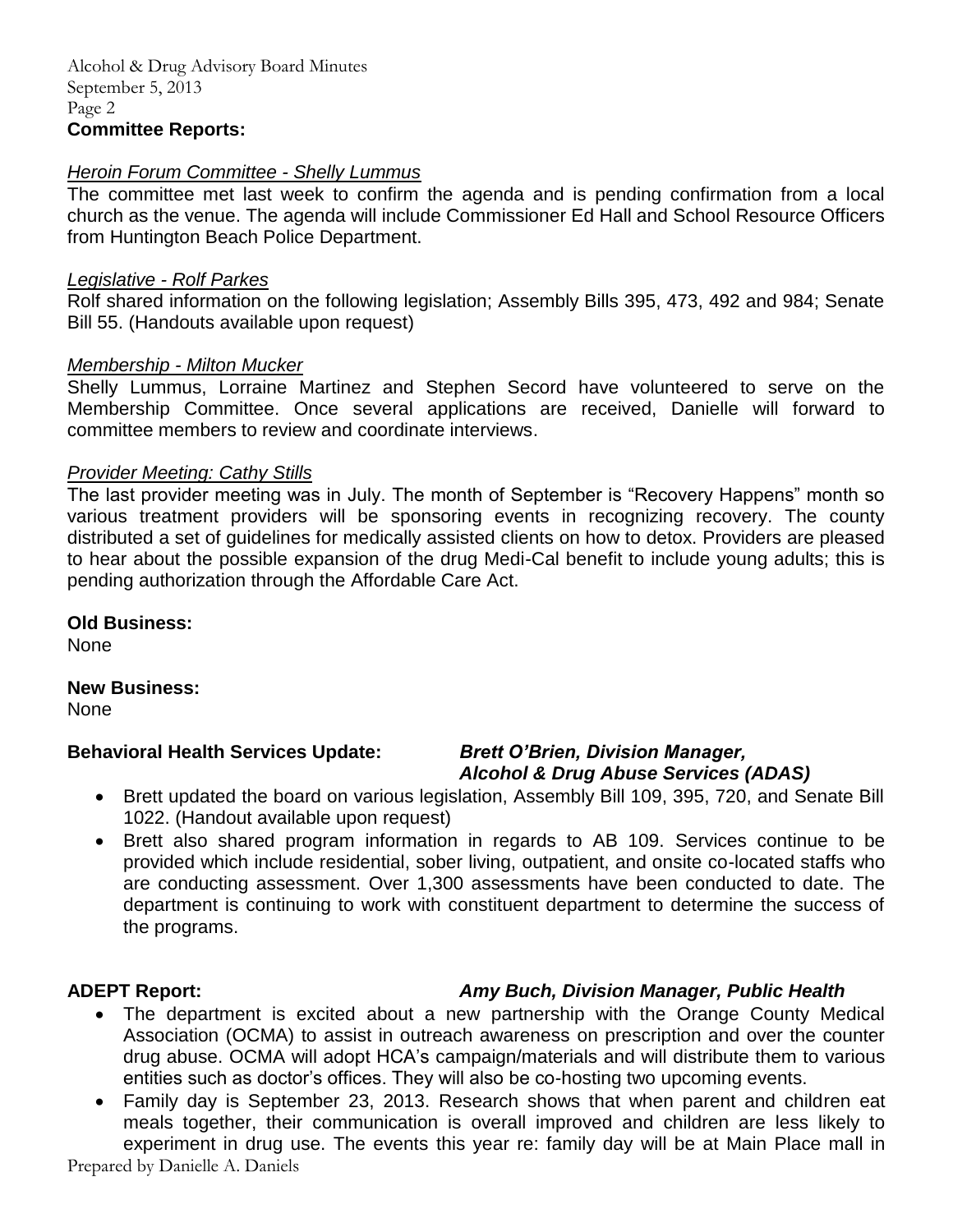**Committee Reports:**

*Heroin Forum Committee - Shelly Lummus*

The committee met last week to confirm the agenda and is pending confirmation from a local church as the venue. The agenda will include Commissioner Ed Hall and School Resource Officers from Huntington Beach Police Department.

*Legislative - Rolf Parkes*

Rolf shared information on the following legislation; Assembly Bills 395, 473, 492 and 984; Senate Bill 55. (Handouts available upon request)

*Membership - Milton Mucker*

Shelly Lummus, Lorraine Martinez and Stephen Secord have volunteered to serve on the Membership Committee. Once several applications are received, Danielle will forward to committee members to review and coordinate interviews.

*Provider Meeting: Cathy Stills*

The last provider meeting was in July. The month of September is "Recovery Happens" month so various treatment providers will be sponsoring events in recognizing recovery. The county distributed a set of guidelines for medically assisted clients on how to detox. Providers are pleased to hear about the possible expansion of the drug Medi-Cal benefit to include young adults; this is pending authorization through the Affordable Care Act.

**Old Business:**

None

**New Business:**

None

**Behavioral Health Services Update:** ***Brett O'Brien, Division Manager, Alcohol & Drug Abuse Services (ADAS)***

- Brett updated the board on various legislation, Assembly Bill 109, 395, 720, and Senate Bill 1022. (Handout available upon request)
- Brett also shared program information in regards to AB 109. Services continue to be provided which include residential, sober living, outpatient, and onsite co-located staffs who are conducting assessment. Over 1,300 assessments have been conducted to date. The department is continuing to work with constituent department to determine the success of the programs.

**ADEPT Report:** ***Amy Buch, Division Manager, Public Health***

- The department is excited about a new partnership with the Orange County Medical Association (OCMA) to assist in outreach awareness on prescription and over the counter drug abuse. OCMA will adopt HCA's campaign/materials and will distribute them to various entities such as doctor's offices. They will also be co-hosting two upcoming events.
- Family day is September 23, 2013. Research shows that when parent and children eat meals together, their communication is overall improved and children are less likely to experiment in drug use. The events this year re: family day will be at Main Place mall in

Prepared by Danielle A. Daniels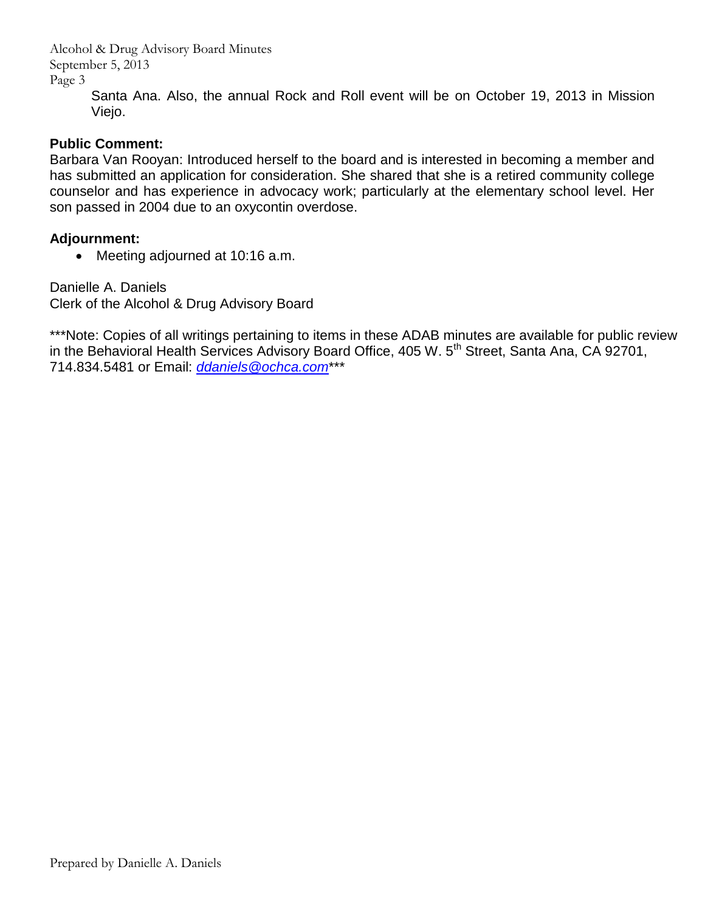Santa Ana. Also, the annual Rock and Roll event will be on October 19, 2013 in Mission Viejo.

**Public Comment:**

Barbara Van Rooyan: Introduced herself to the board and is interested in becoming a member and has submitted an application for consideration. She shared that she is a retired community college counselor and has experience in advocacy work; particularly at the elementary school level. Her son passed in 2004 due to an oxycontin overdose.

**Adjournment:**

- Meeting adjourned at 10:16 a.m.

Danielle A. Daniels
Clerk of the Alcohol & Drug Advisory Board

***Note: Copies of all writings pertaining to items in these ADAB minutes are available for public review in the Behavioral Health Services Advisory Board Office, 405 W. 5th Street, Santa Ana, CA 92701, 714.834.5481 or Email: *ddaniels@ochca.com****

Prepared by Danielle A. Daniels